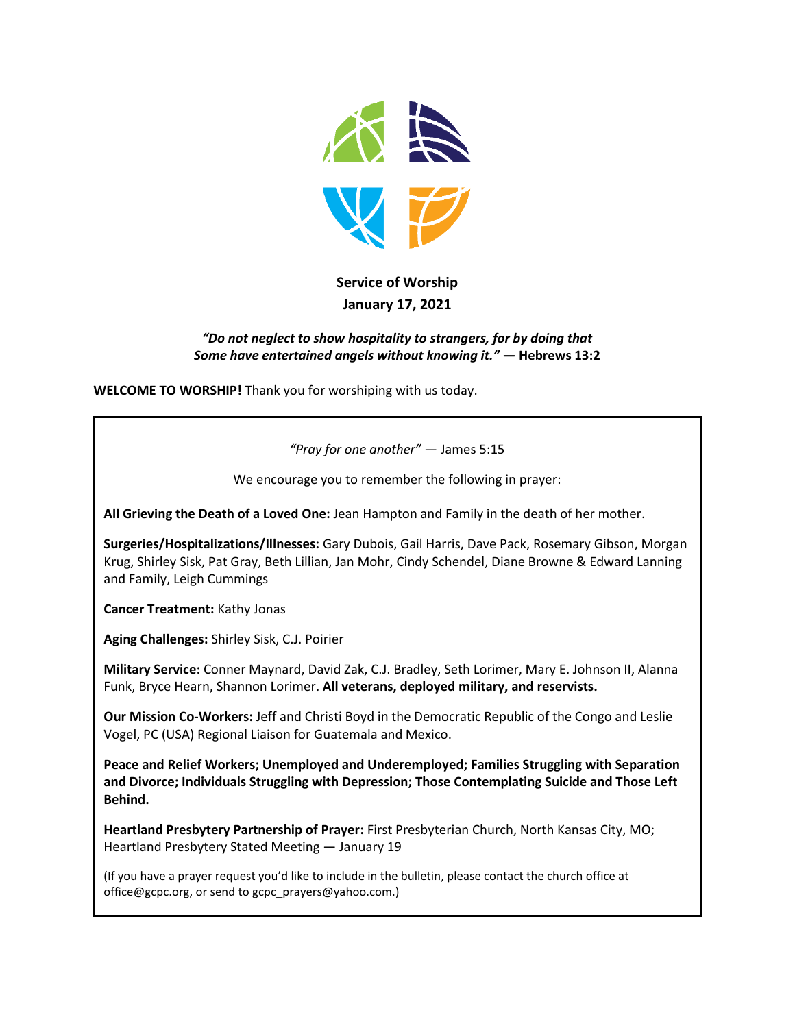**Service of Worship**
**January 17, 2021**

***"Do not neglect to show hospitality to strangers, for by doing that Some have entertained angels without knowing it."*** **— Hebrews 13:2**

**WELCOME TO WORSHIP!** Thank you for worshiping with us today.

*"Pray for one another"* — James 5:15

We encourage you to remember the following in prayer:

**All Grieving the Death of a Loved One:** Jean Hampton and Family in the death of her mother.

**Surgeries/Hospitalizations/Illnesses:** Gary Dubois, Gail Harris, Dave Pack, Rosemary Gibson, Morgan Krug, Shirley Sisk, Pat Gray, Beth Lillian, Jan Mohr, Cindy Schendel, Diane Browne & Edward Lanning and Family, Leigh Cummings

**Cancer Treatment:** Kathy Jonas

**Aging Challenges:** Shirley Sisk, C.J. Poirier

**Military Service:** Conner Maynard, David Zak, C.J. Bradley, Seth Lorimer, Mary E. Johnson II, Alanna Funk, Bryce Hearn, Shannon Lorimer. **All veterans, deployed military, and reservists.**

**Our Mission Co-Workers:** Jeff and Christi Boyd in the Democratic Republic of the Congo and Leslie Vogel, PC (USA) Regional Liaison for Guatemala and Mexico.

**Peace and Relief Workers; Unemployed and Underemployed; Families Struggling with Separation and Divorce; Individuals Struggling with Depression; Those Contemplating Suicide and Those Left Behind.**

**Heartland Presbytery Partnership of Prayer:** First Presbyterian Church, North Kansas City, MO; Heartland Presbytery Stated Meeting — January 19

(If you have a prayer request you'd like to include in the bulletin, please contact the church office at office@gcpc.org, or send to gcpc_prayers@yahoo.com.)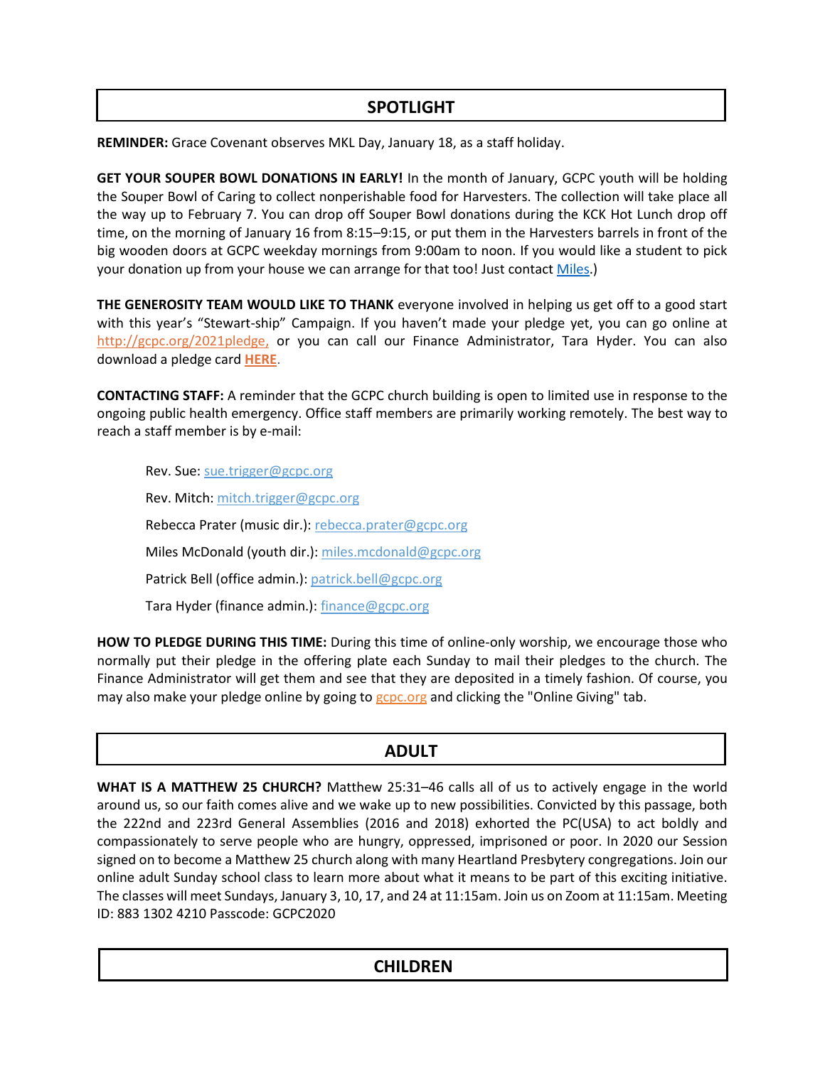## SPOTLIGHT

**REMINDER:** Grace Covenant observes MKL Day, January 18, as a staff holiday.

**GET YOUR SOUPER BOWL DONATIONS IN EARLY!** In the month of January, GCPC youth will be holding the Souper Bowl of Caring to collect nonperishable food for Harvesters. The collection will take place all the way up to February 7. You can drop off Souper Bowl donations during the KCK Hot Lunch drop off time, on the morning of January 16 from 8:15–9:15, or put them in the Harvesters barrels in front of the big wooden doors at GCPC weekday mornings from 9:00am to noon. If you would like a student to pick your donation up from your house we can arrange for that too! Just contact Miles.)

**THE GENEROSITY TEAM WOULD LIKE TO THANK** everyone involved in helping us get off to a good start with this year's "Stewart-ship" Campaign. If you haven't made your pledge yet, you can go online at http://gcpc.org/2021pledge, or you can call our Finance Administrator, Tara Hyder. You can also download a pledge card **HERE**.

**CONTACTING STAFF:** A reminder that the GCPC church building is open to limited use in response to the ongoing public health emergency. Office staff members are primarily working remotely. The best way to reach a staff member is by e-mail:

- Rev. Sue: sue.trigger@gcpc.org
- Rev. Mitch: mitch.trigger@gcpc.org
- Rebecca Prater (music dir.): rebecca.prater@gcpc.org
- Miles McDonald (youth dir.): miles.mcdonald@gcpc.org
- Patrick Bell (office admin.): patrick.bell@gcpc.org
- Tara Hyder (finance admin.): finance@gcpc.org

**HOW TO PLEDGE DURING THIS TIME:** During this time of online-only worship, we encourage those who normally put their pledge in the offering plate each Sunday to mail their pledges to the church. The Finance Administrator will get them and see that they are deposited in a timely fashion. Of course, you may also make your pledge online by going to gcpc.org and clicking the "Online Giving" tab.

## ADULT

**WHAT IS A MATTHEW 25 CHURCH?** Matthew 25:31–46 calls all of us to actively engage in the world around us, so our faith comes alive and we wake up to new possibilities. Convicted by this passage, both the 222nd and 223rd General Assemblies (2016 and 2018) exhorted the PC(USA) to act boldly and compassionately to serve people who are hungry, oppressed, imprisoned or poor. In 2020 our Session signed on to become a Matthew 25 church along with many Heartland Presbytery congregations. Join our online adult Sunday school class to learn more about what it means to be part of this exciting initiative. The classes will meet Sundays, January 3, 10, 17, and 24 at 11:15am. Join us on Zoom at 11:15am. Meeting ID: 883 1302 4210 Passcode: GCPC2020

## CHILDREN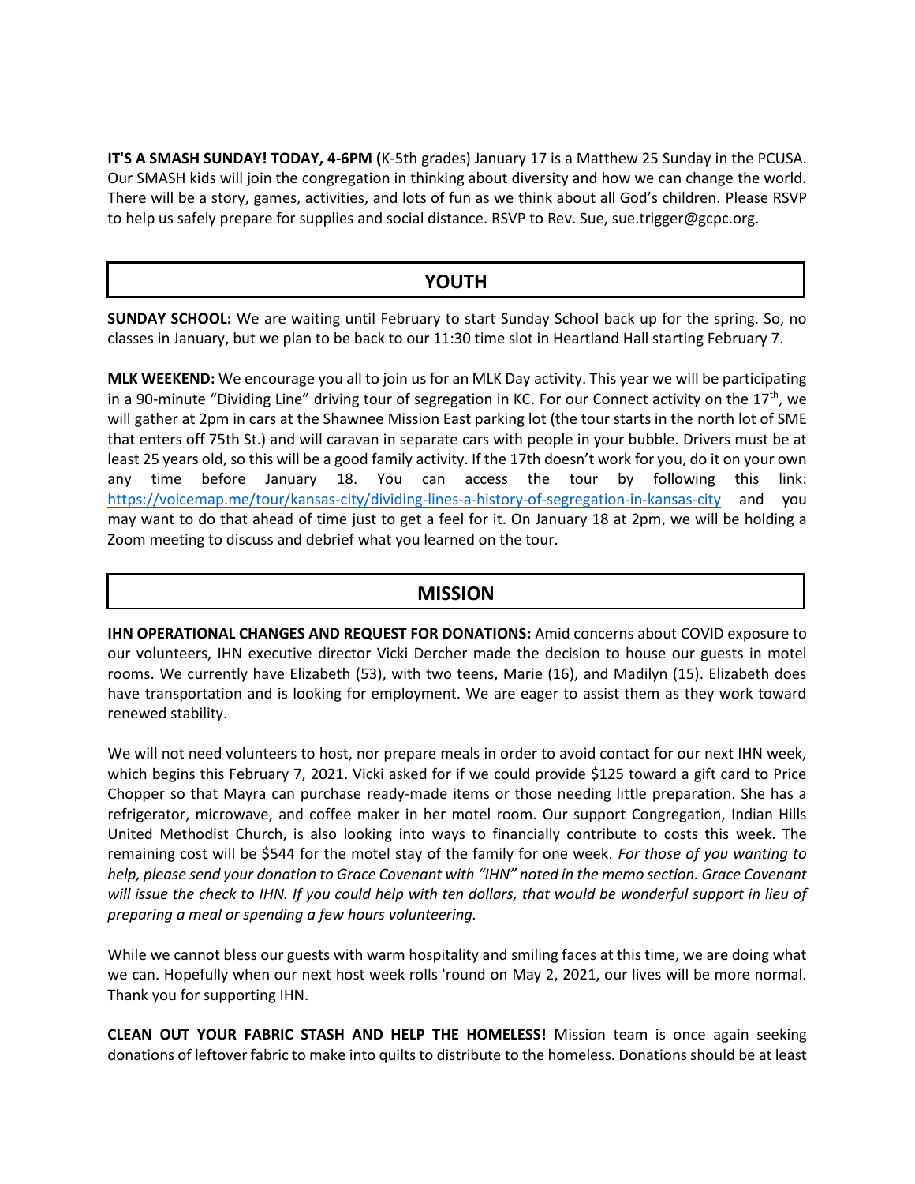**IT'S A SMASH SUNDAY! TODAY, 4-6PM (**K-5th grades) January 17 is a Matthew 25 Sunday in the PCUSA. Our SMASH kids will join the congregation in thinking about diversity and how we can change the world. There will be a story, games, activities, and lots of fun as we think about all God's children. Please RSVP to help us safely prepare for supplies and social distance. RSVP to Rev. Sue, sue.trigger@gcpc.org.

## YOUTH

**SUNDAY SCHOOL:** We are waiting until February to start Sunday School back up for the spring. So, no classes in January, but we plan to be back to our 11:30 time slot in Heartland Hall starting February 7.

**MLK WEEKEND:** We encourage you all to join us for an MLK Day activity. This year we will be participating in a 90-minute "Dividing Line" driving tour of segregation in KC. For our Connect activity on the 17th, we will gather at 2pm in cars at the Shawnee Mission East parking lot (the tour starts in the north lot of SME that enters off 75th St.) and will caravan in separate cars with people in your bubble. Drivers must be at least 25 years old, so this will be a good family activity. If the 17th doesn't work for you, do it on your own any time before January 18. You can access the tour by following this link: https://voicemap.me/tour/kansas-city/dividing-lines-a-history-of-segregation-in-kansas-city and you may want to do that ahead of time just to get a feel for it. On January 18 at 2pm, we will be holding a Zoom meeting to discuss and debrief what you learned on the tour.

## MISSION

**IHN OPERATIONAL CHANGES AND REQUEST FOR DONATIONS:** Amid concerns about COVID exposure to our volunteers, IHN executive director Vicki Dercher made the decision to house our guests in motel rooms. We currently have Elizabeth (53), with two teens, Marie (16), and Madilyn (15). Elizabeth does have transportation and is looking for employment. We are eager to assist them as they work toward renewed stability.

We will not need volunteers to host, nor prepare meals in order to avoid contact for our next IHN week, which begins this February 7, 2021. Vicki asked for if we could provide $125 toward a gift card to Price Chopper so that Mayra can purchase ready-made items or those needing little preparation. She has a refrigerator, microwave, and coffee maker in her motel room. Our support Congregation, Indian Hills United Methodist Church, is also looking into ways to financially contribute to costs this week. The remaining cost will be $544 for the motel stay of the family for one week. *For those of you wanting to help, please send your donation to Grace Covenant with "IHN" noted in the memo section. Grace Covenant will issue the check to IHN. If you could help with ten dollars, that would be wonderful support in lieu of preparing a meal or spending a few hours volunteering.*

While we cannot bless our guests with warm hospitality and smiling faces at this time, we are doing what we can. Hopefully when our next host week rolls 'round on May 2, 2021, our lives will be more normal. Thank you for supporting IHN.

**CLEAN OUT YOUR FABRIC STASH AND HELP THE HOMELESS!** Mission team is once again seeking donations of leftover fabric to make into quilts to distribute to the homeless. Donations should be at least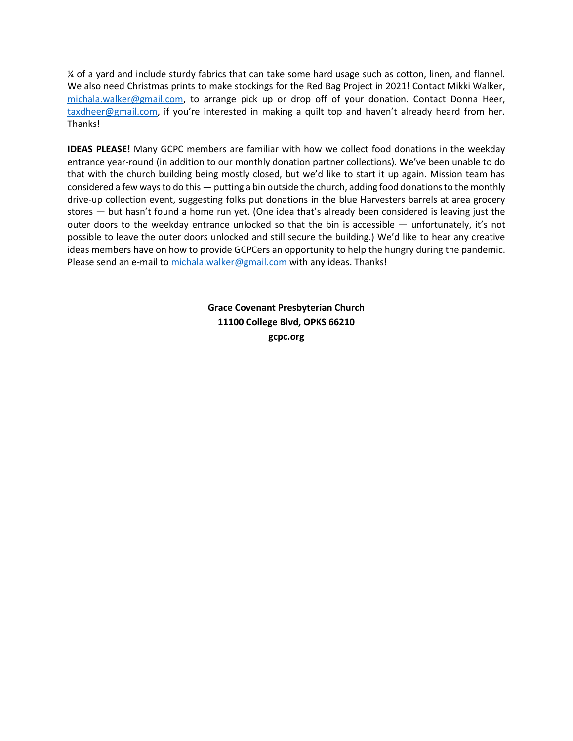¼ of a yard and include sturdy fabrics that can take some hard usage such as cotton, linen, and flannel. We also need Christmas prints to make stockings for the Red Bag Project in 2021! Contact Mikki Walker, michala.walker@gmail.com, to arrange pick up or drop off of your donation. Contact Donna Heer, taxdheer@gmail.com, if you're interested in making a quilt top and haven't already heard from her. Thanks!

**IDEAS PLEASE!** Many GCPC members are familiar with how we collect food donations in the weekday entrance year-round (in addition to our monthly donation partner collections). We've been unable to do that with the church building being mostly closed, but we'd like to start it up again. Mission team has considered a few ways to do this — putting a bin outside the church, adding food donations to the monthly drive-up collection event, suggesting folks put donations in the blue Harvesters barrels at area grocery stores — but hasn't found a home run yet. (One idea that's already been considered is leaving just the outer doors to the weekday entrance unlocked so that the bin is accessible — unfortunately, it's not possible to leave the outer doors unlocked and still secure the building.) We'd like to hear any creative ideas members have on how to provide GCPCers an opportunity to help the hungry during the pandemic. Please send an e-mail to michala.walker@gmail.com with any ideas. Thanks!

**Grace Covenant Presbyterian Church**
**11100 College Blvd, OPKS 66210**
**gcpc.org**